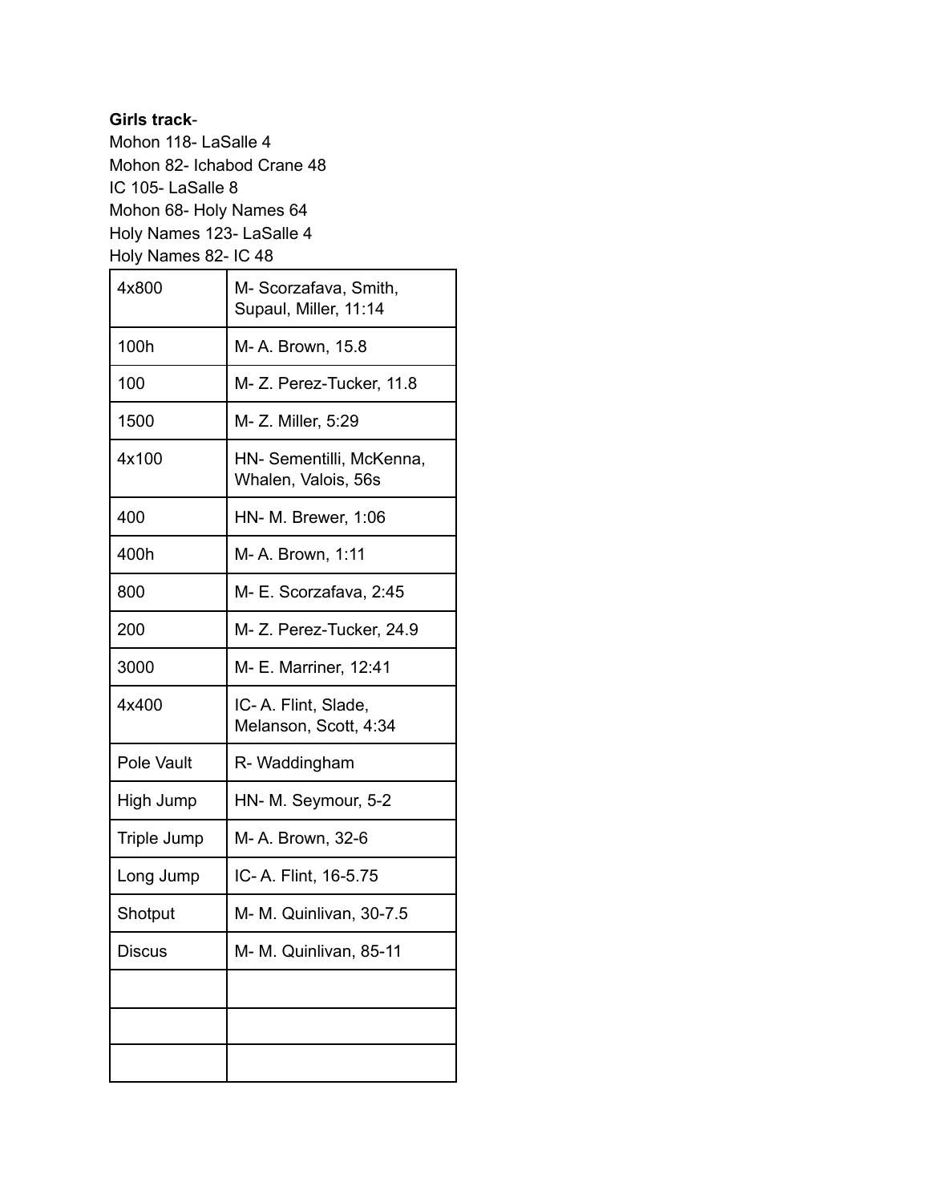**Girls track**-
Mohon 118- LaSalle 4
Mohon 82- Ichabod Crane 48
IC 105- LaSalle 8
Mohon 68- Holy Names 64
Holy Names 123- LaSalle 4
Holy Names 82- IC 48

| | |
|---|---|
| 4x800 | M- Scorzafava, Smith, Supaul, Miller, 11:14 |
| 100h | M- A. Brown, 15.8 |
| 100 | M- Z. Perez-Tucker, 11.8 |
| 1500 | M- Z. Miller, 5:29 |
| 4x100 | HN- Sementilli, McKenna, Whalen, Valois, 56s |
| 400 | HN- M. Brewer, 1:06 |
| 400h | M- A. Brown, 1:11 |
| 800 | M- E. Scorzafava, 2:45 |
| 200 | M- Z. Perez-Tucker, 24.9 |
| 3000 | M- E. Marriner, 12:41 |
| 4x400 | IC- A. Flint, Slade, Melanson, Scott, 4:34 |
| Pole Vault | R- Waddingham |
| High Jump | HN- M. Seymour, 5-2 |
| Triple Jump | M- A. Brown, 32-6 |
| Long Jump | IC- A. Flint, 16-5.75 |
| Shotput | M- M. Quinlivan, 30-7.5 |
| Discus | M- M. Quinlivan, 85-11 |
| | |
| | |
| | |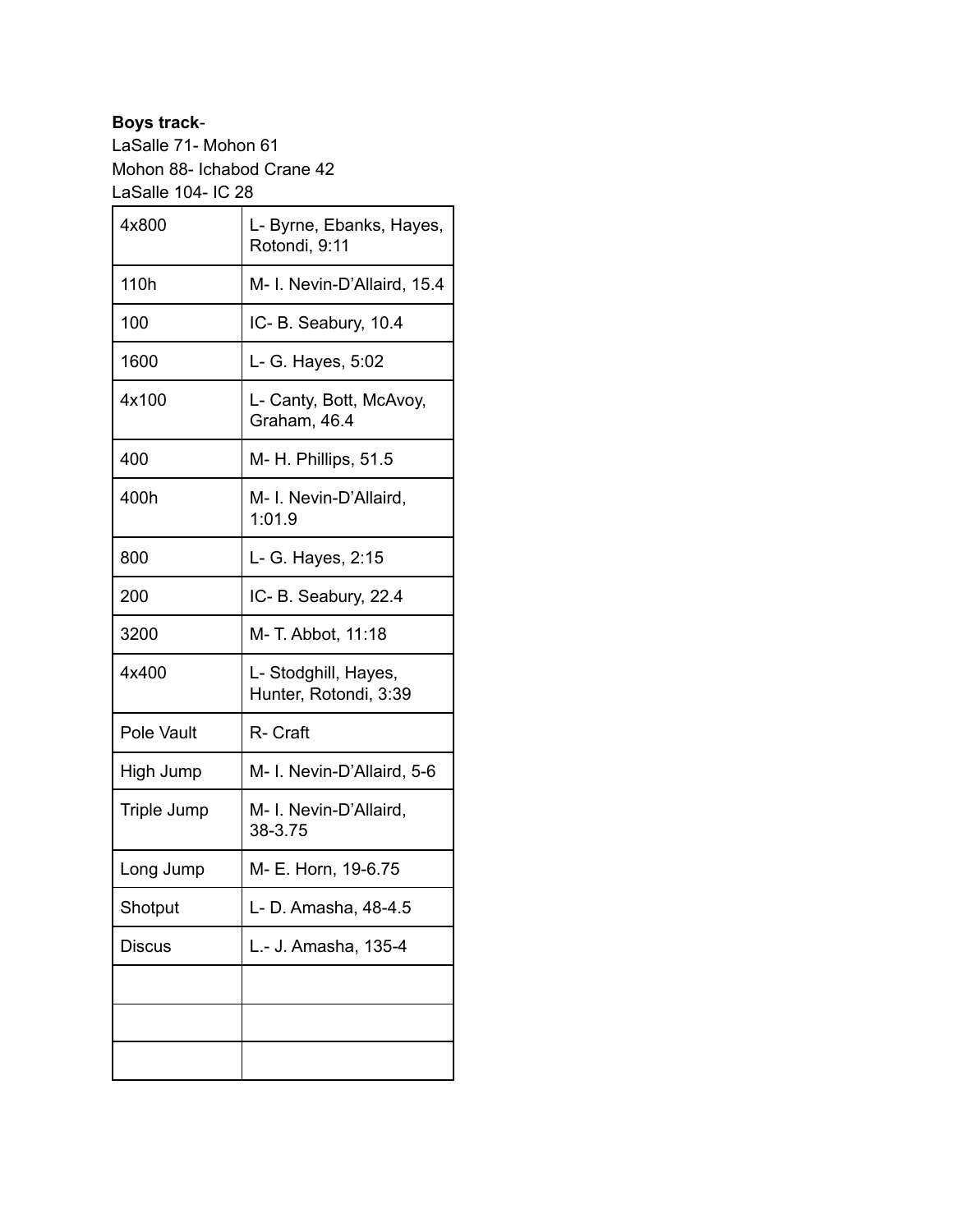**Boys track**-

LaSalle 71- Mohon 61

Mohon 88- Ichabod Crane 42

LaSalle 104- IC 28

| | |
|---|---|
| 4x800 | L- Byrne, Ebanks, Hayes, Rotondi, 9:11 |
| 110h | M- I. Nevin-D'Allaird, 15.4 |
| 100 | IC- B. Seabury, 10.4 |
| 1600 | L- G. Hayes, 5:02 |
| 4x100 | L- Canty, Bott, McAvoy, Graham, 46.4 |
| 400 | M- H. Phillips, 51.5 |
| 400h | M- I. Nevin-D'Allaird, 1:01.9 |
| 800 | L- G. Hayes, 2:15 |
| 200 | IC- B. Seabury, 22.4 |
| 3200 | M- T. Abbot, 11:18 |
| 4x400 | L- Stodghill, Hayes, Hunter, Rotondi, 3:39 |
| Pole Vault | R- Craft |
| High Jump | M- I. Nevin-D'Allaird, 5-6 |
| Triple Jump | M- I. Nevin-D'Allaird, 38-3.75 |
| Long Jump | M- E. Horn, 19-6.75 |
| Shotput | L- D. Amasha, 48-4.5 |
| Discus | L.- J. Amasha, 135-4 |
| | |
| | |
| | |